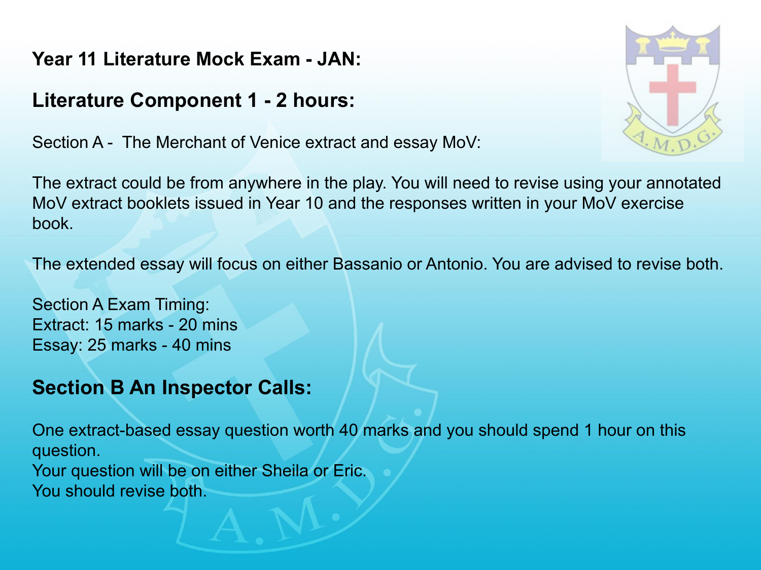**Year 11 Literature Mock Exam - JAN:**

## Literature Component 1 - 2 hours:

Section A - The Merchant of Venice extract and essay MoV:

The extract could be from anywhere in the play. You will need to revise using your annotated MoV extract booklets issued in Year 10 and the responses written in your MoV exercise book.

The extended essay will focus on either Bassanio or Antonio. You are advised to revise both.

Section A Exam Timing:
Extract: 15 marks - 20 mins
Essay: 25 marks - 40 mins

## Section B An Inspector Calls:

One extract-based essay question worth 40 marks and you should spend 1 hour on this question.
Your question will be on either Sheila or Eric.
You should revise both.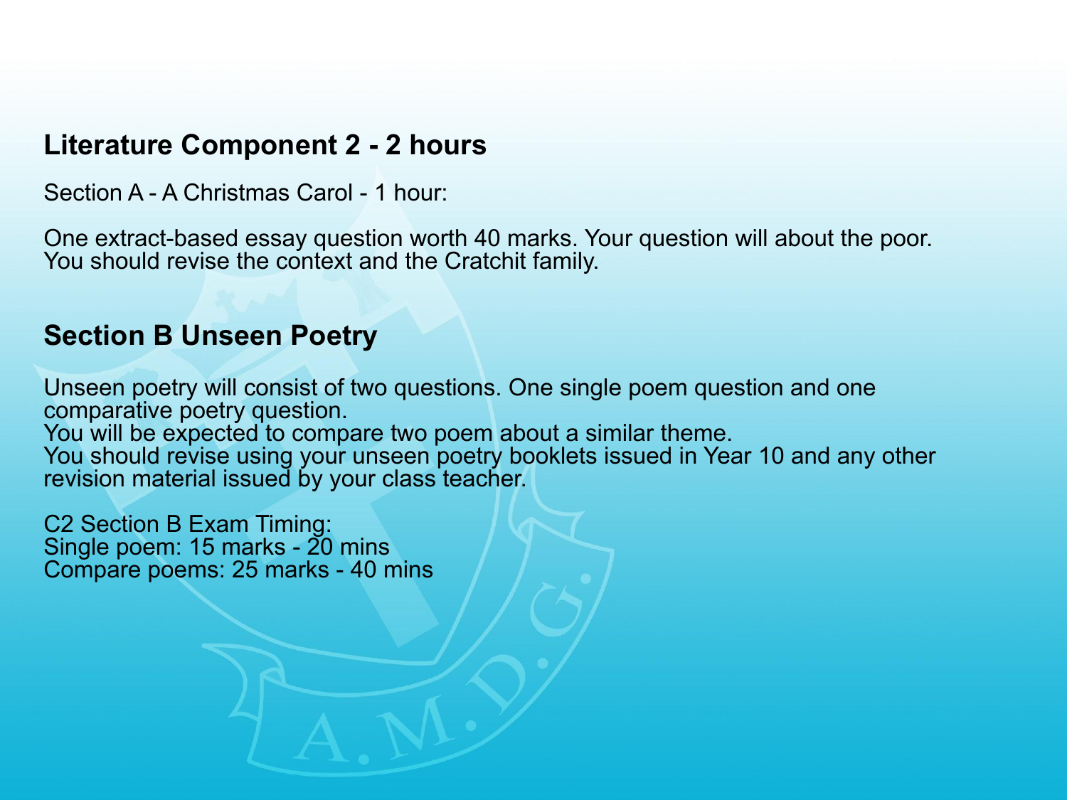## Literature Component 2 - 2 hours

Section A - A Christmas Carol - 1 hour:

One extract-based essay question worth 40 marks. Your question will about the poor. You should revise the context and the Cratchit family.

## Section B Unseen Poetry

Unseen poetry will consist of two questions. One single poem question and one comparative poetry question.
You will be expected to compare two poem about a similar theme.
You should revise using your unseen poetry booklets issued in Year 10 and any other revision material issued by your class teacher.

C2 Section B Exam Timing:
Single poem: 15 marks - 20 mins
Compare poems: 25 marks - 40 mins